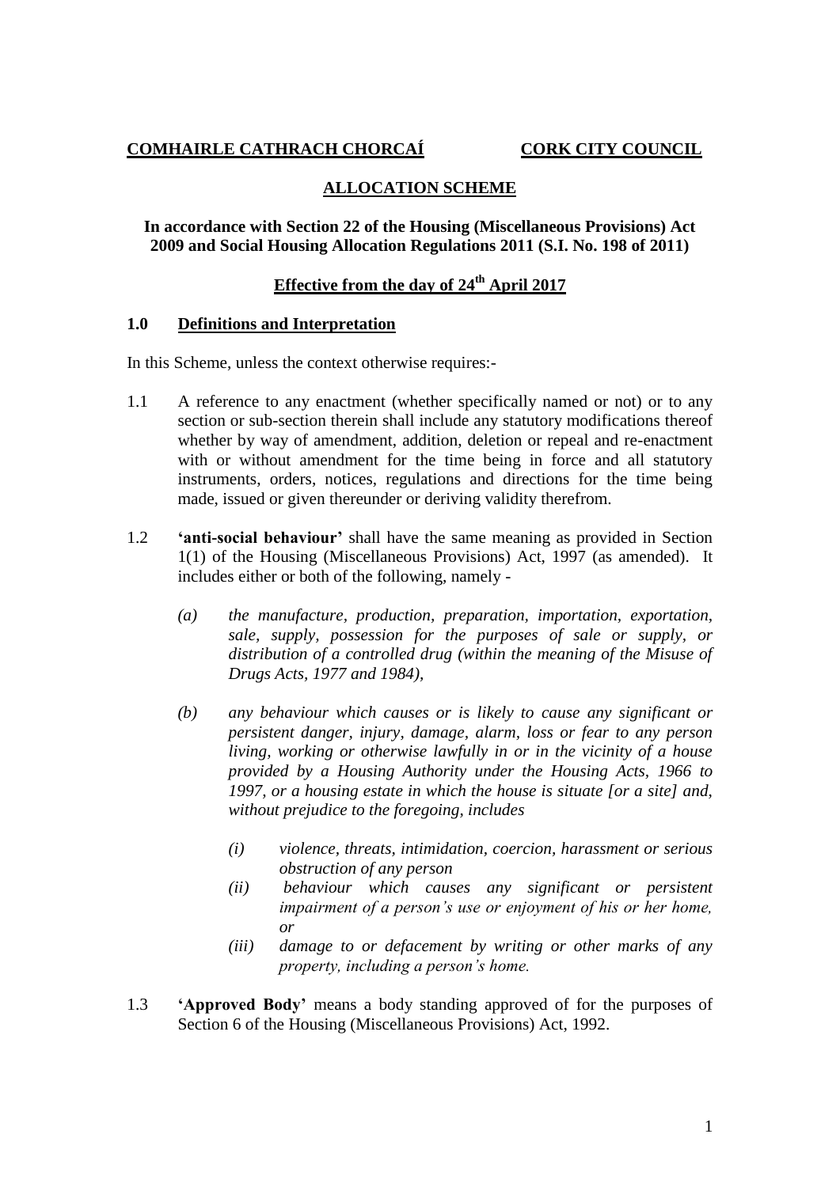**COMHAIRLE CATHRACH CHORCAÍ** **CORK CITY COUNCIL**

# ALLOCATION SCHEME

**In accordance with Section 22 of the Housing (Miscellaneous Provisions) Act 2009 and Social Housing Allocation Regulations 2011 (S.I. No. 198 of 2011)**

**Effective from the day of 24th April 2017**

## 1.0 Definitions and Interpretation

In this Scheme, unless the context otherwise requires:-

1.1 A reference to any enactment (whether specifically named or not) or to any section or sub-section therein shall include any statutory modifications thereof whether by way of amendment, addition, deletion or repeal and re-enactment with or without amendment for the time being in force and all statutory instruments, orders, notices, regulations and directions for the time being made, issued or given thereunder or deriving validity therefrom.

1.2 **'anti-social behaviour'** shall have the same meaning as provided in Section 1(1) of the Housing (Miscellaneous Provisions) Act, 1997 (as amended). It includes either or both of the following, namely -

*(a) the manufacture, production, preparation, importation, exportation, sale, supply, possession for the purposes of sale or supply, or distribution of a controlled drug (within the meaning of the Misuse of Drugs Acts, 1977 and 1984),*

*(b) any behaviour which causes or is likely to cause any significant or persistent danger, injury, damage, alarm, loss or fear to any person living, working or otherwise lawfully in or in the vicinity of a house provided by a Housing Authority under the Housing Acts, 1966 to 1997, or a housing estate in which the house is situate [or a site] and, without prejudice to the foregoing, includes*

*(i) violence, threats, intimidation, coercion, harassment or serious obstruction of any person*

*(ii) behaviour which causes any significant or persistent impairment of a person's use or enjoyment of his or her home, or*

*(iii) damage to or defacement by writing or other marks of any property, including a person's home.*

1.3 **'Approved Body'** means a body standing approved of for the purposes of Section 6 of the Housing (Miscellaneous Provisions) Act, 1992.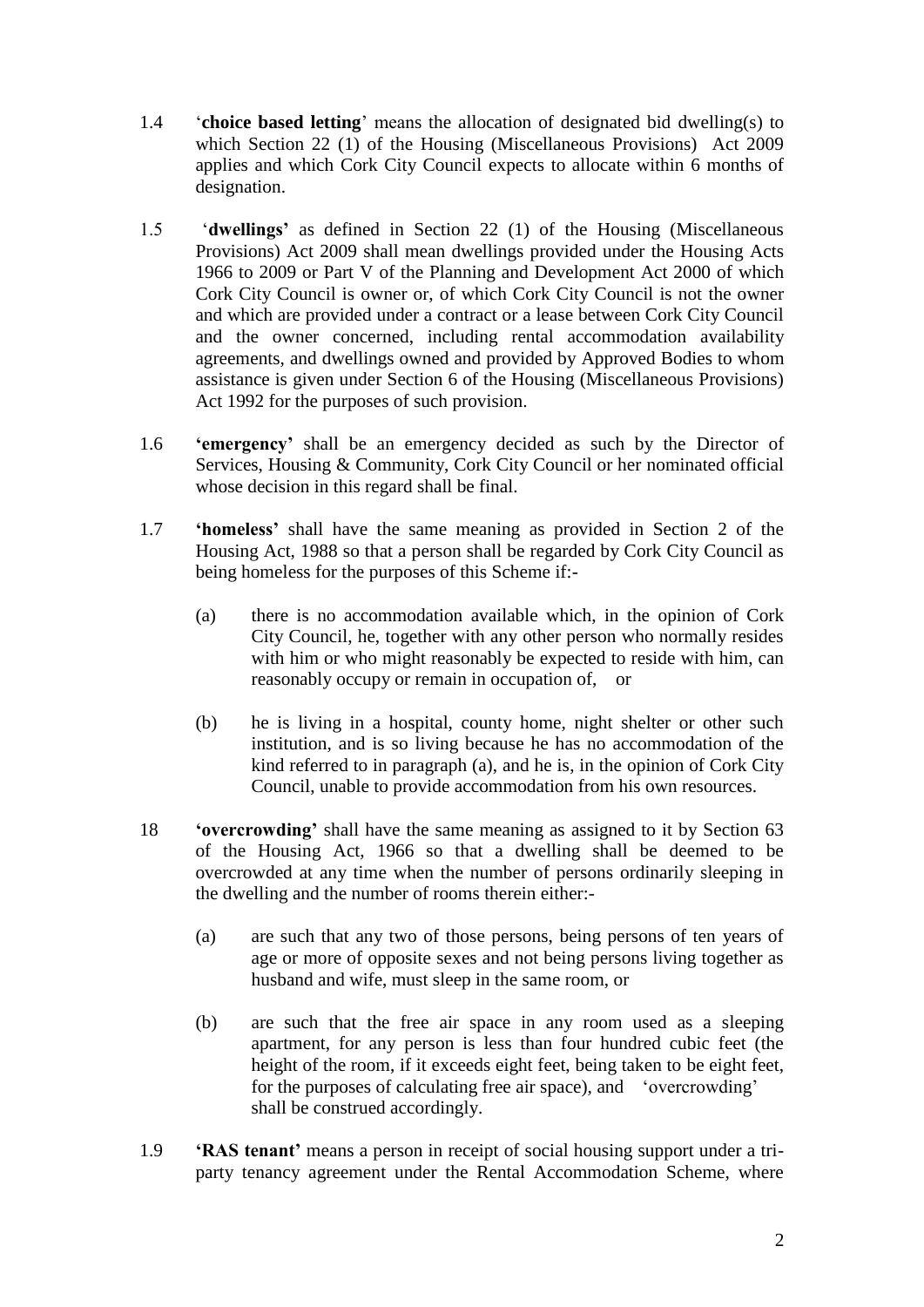1.4 ‘**choice based letting**’ means the allocation of designated bid dwelling(s) to which Section 22 (1) of the Housing (Miscellaneous Provisions) Act 2009 applies and which Cork City Council expects to allocate within 6 months of designation.

1.5 ‘**dwellings’** as defined in Section 22 (1) of the Housing (Miscellaneous Provisions) Act 2009 shall mean dwellings provided under the Housing Acts 1966 to 2009 or Part V of the Planning and Development Act 2000 of which Cork City Council is owner or, of which Cork City Council is not the owner and which are provided under a contract or a lease between Cork City Council and the owner concerned, including rental accommodation availability agreements, and dwellings owned and provided by Approved Bodies to whom assistance is given under Section 6 of the Housing (Miscellaneous Provisions) Act 1992 for the purposes of such provision.

1.6 **‘emergency’** shall be an emergency decided as such by the Director of Services, Housing & Community, Cork City Council or her nominated official whose decision in this regard shall be final.

1.7 **‘homeless’** shall have the same meaning as provided in Section 2 of the Housing Act, 1988 so that a person shall be regarded by Cork City Council as being homeless for the purposes of this Scheme if:-

(a) there is no accommodation available which, in the opinion of Cork City Council, he, together with any other person who normally resides with him or who might reasonably be expected to reside with him, can reasonably occupy or remain in occupation of, or

(b) he is living in a hospital, county home, night shelter or other such institution, and is so living because he has no accommodation of the kind referred to in paragraph (a), and he is, in the opinion of Cork City Council, unable to provide accommodation from his own resources.

18 **‘overcrowding’** shall have the same meaning as assigned to it by Section 63 of the Housing Act, 1966 so that a dwelling shall be deemed to be overcrowded at any time when the number of persons ordinarily sleeping in the dwelling and the number of rooms therein either:-

(a) are such that any two of those persons, being persons of ten years of age or more of opposite sexes and not being persons living together as husband and wife, must sleep in the same room, or

(b) are such that the free air space in any room used as a sleeping apartment, for any person is less than four hundred cubic feet (the height of the room, if it exceeds eight feet, being taken to be eight feet, for the purposes of calculating free air space), and ‘overcrowding’ shall be construed accordingly.

1.9 **‘RAS tenant’** means a person in receipt of social housing support under a tri-party tenancy agreement under the Rental Accommodation Scheme, where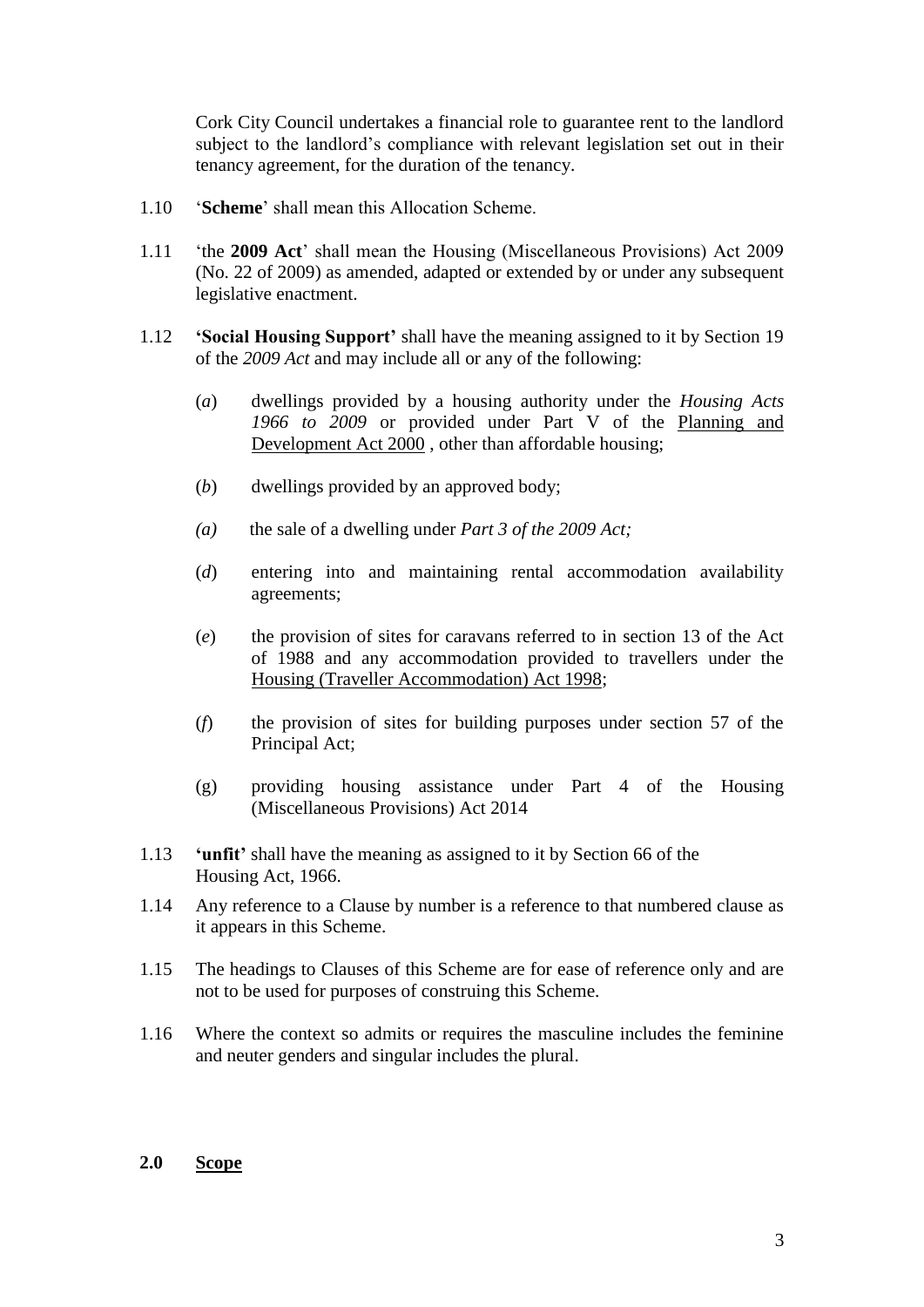Cork City Council undertakes a financial role to guarantee rent to the landlord subject to the landlord's compliance with relevant legislation set out in their tenancy agreement, for the duration of the tenancy.

1.10 '**Scheme**' shall mean this Allocation Scheme.

1.11 'the **2009 Act**' shall mean the Housing (Miscellaneous Provisions) Act 2009 (No. 22 of 2009) as amended, adapted or extended by or under any subsequent legislative enactment.

1.12 **'Social Housing Support'** shall have the meaning assigned to it by Section 19 of the *2009 Act* and may include all or any of the following:

(*a*) dwellings provided by a housing authority under the *Housing Acts 1966 to 2009* or provided under Part V of the Planning and Development Act 2000 , other than affordable housing;

(*b*) dwellings provided by an approved body;

*(a)* the sale of a dwelling under *Part 3 of the 2009 Act;*

(*d*) entering into and maintaining rental accommodation availability agreements;

(*e*) the provision of sites for caravans referred to in section 13 of the Act of 1988 and any accommodation provided to travellers under the Housing (Traveller Accommodation) Act 1998;

(*f*) the provision of sites for building purposes under section 57 of the Principal Act;

(g) providing housing assistance under Part 4 of the Housing (Miscellaneous Provisions) Act 2014

1.13 **'unfit'** shall have the meaning as assigned to it by Section 66 of the Housing Act, 1966.

1.14 Any reference to a Clause by number is a reference to that numbered clause as it appears in this Scheme.

1.15 The headings to Clauses of this Scheme are for ease of reference only and are not to be used for purposes of construing this Scheme.

1.16 Where the context so admits or requires the masculine includes the feminine and neuter genders and singular includes the plural.

## 2.0 Scope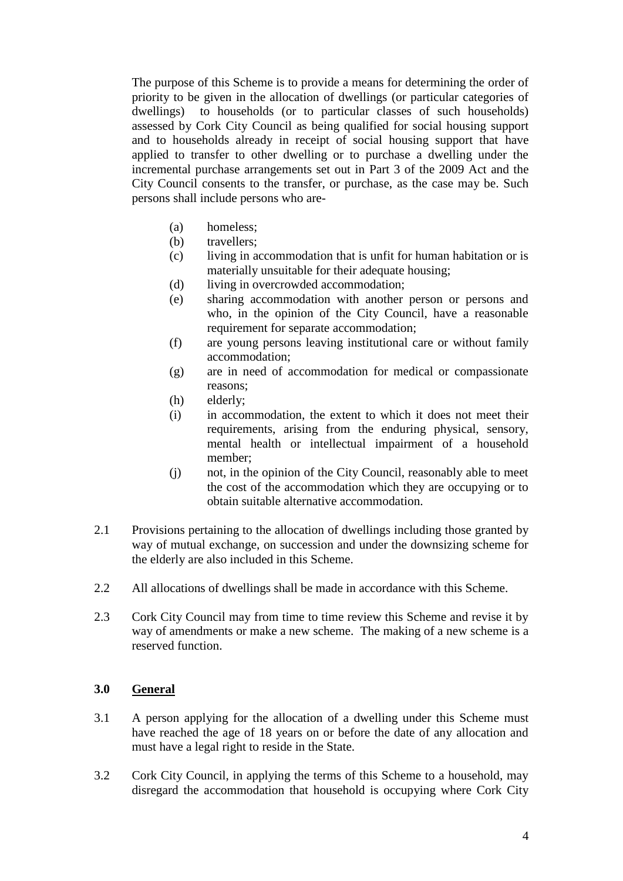The purpose of this Scheme is to provide a means for determining the order of priority to be given in the allocation of dwellings (or particular categories of dwellings) to households (or to particular classes of such households) assessed by Cork City Council as being qualified for social housing support and to households already in receipt of social housing support that have applied to transfer to other dwelling or to purchase a dwelling under the incremental purchase arrangements set out in Part 3 of the 2009 Act and the City Council consents to the transfer, or purchase, as the case may be. Such persons shall include persons who are-

- (a) homeless;
- (b) travellers;
- (c) living in accommodation that is unfit for human habitation or is materially unsuitable for their adequate housing;
- (d) living in overcrowded accommodation;
- (e) sharing accommodation with another person or persons and who, in the opinion of the City Council, have a reasonable requirement for separate accommodation;
- (f) are young persons leaving institutional care or without family accommodation;
- (g) are in need of accommodation for medical or compassionate reasons;
- (h) elderly;
- (i) in accommodation, the extent to which it does not meet their requirements, arising from the enduring physical, sensory, mental health or intellectual impairment of a household member;
- (j) not, in the opinion of the City Council, reasonably able to meet the cost of the accommodation which they are occupying or to obtain suitable alternative accommodation.

2.1 Provisions pertaining to the allocation of dwellings including those granted by way of mutual exchange, on succession and under the downsizing scheme for the elderly are also included in this Scheme.

2.2 All allocations of dwellings shall be made in accordance with this Scheme.

2.3 Cork City Council may from time to time review this Scheme and revise it by way of amendments or make a new scheme. The making of a new scheme is a reserved function.

## 3.0 General

3.1 A person applying for the allocation of a dwelling under this Scheme must have reached the age of 18 years on or before the date of any allocation and must have a legal right to reside in the State.

3.2 Cork City Council, in applying the terms of this Scheme to a household, may disregard the accommodation that household is occupying where Cork City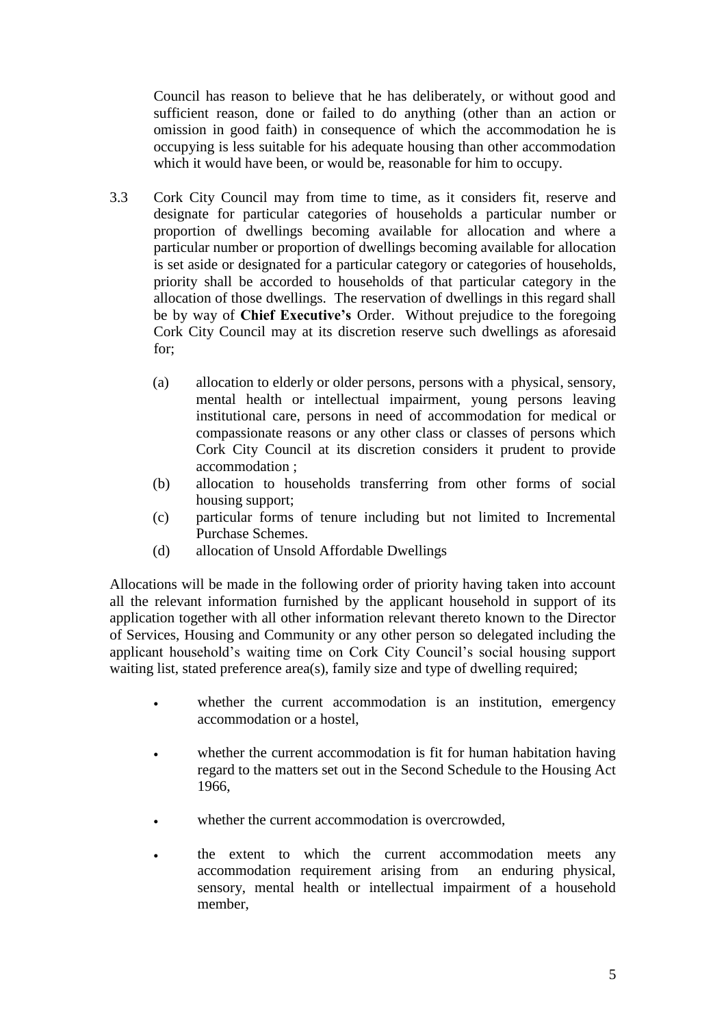Council has reason to believe that he has deliberately, or without good and sufficient reason, done or failed to do anything (other than an action or omission in good faith) in consequence of which the accommodation he is occupying is less suitable for his adequate housing than other accommodation which it would have been, or would be, reasonable for him to occupy.

3.3 Cork City Council may from time to time, as it considers fit, reserve and designate for particular categories of households a particular number or proportion of dwellings becoming available for allocation and where a particular number or proportion of dwellings becoming available for allocation is set aside or designated for a particular category or categories of households, priority shall be accorded to households of that particular category in the allocation of those dwellings. The reservation of dwellings in this regard shall be by way of **Chief Executive's** Order. Without prejudice to the foregoing Cork City Council may at its discretion reserve such dwellings as aforesaid for;

   (a) allocation to elderly or older persons, persons with a physical, sensory, mental health or intellectual impairment, young persons leaving institutional care, persons in need of accommodation for medical or compassionate reasons or any other class or classes of persons which Cork City Council at its discretion considers it prudent to provide accommodation ;
   (b) allocation to households transferring from other forms of social housing support;
   (c) particular forms of tenure including but not limited to Incremental Purchase Schemes.
   (d) allocation of Unsold Affordable Dwellings

Allocations will be made in the following order of priority having taken into account all the relevant information furnished by the applicant household in support of its application together with all other information relevant thereto known to the Director of Services, Housing and Community or any other person so delegated including the applicant household's waiting time on Cork City Council's social housing support waiting list, stated preference area(s), family size and type of dwelling required;

- whether the current accommodation is an institution, emergency accommodation or a hostel,
- whether the current accommodation is fit for human habitation having regard to the matters set out in the Second Schedule to the Housing Act 1966,
- whether the current accommodation is overcrowded,
- the extent to which the current accommodation meets any accommodation requirement arising from an enduring physical, sensory, mental health or intellectual impairment of a household member,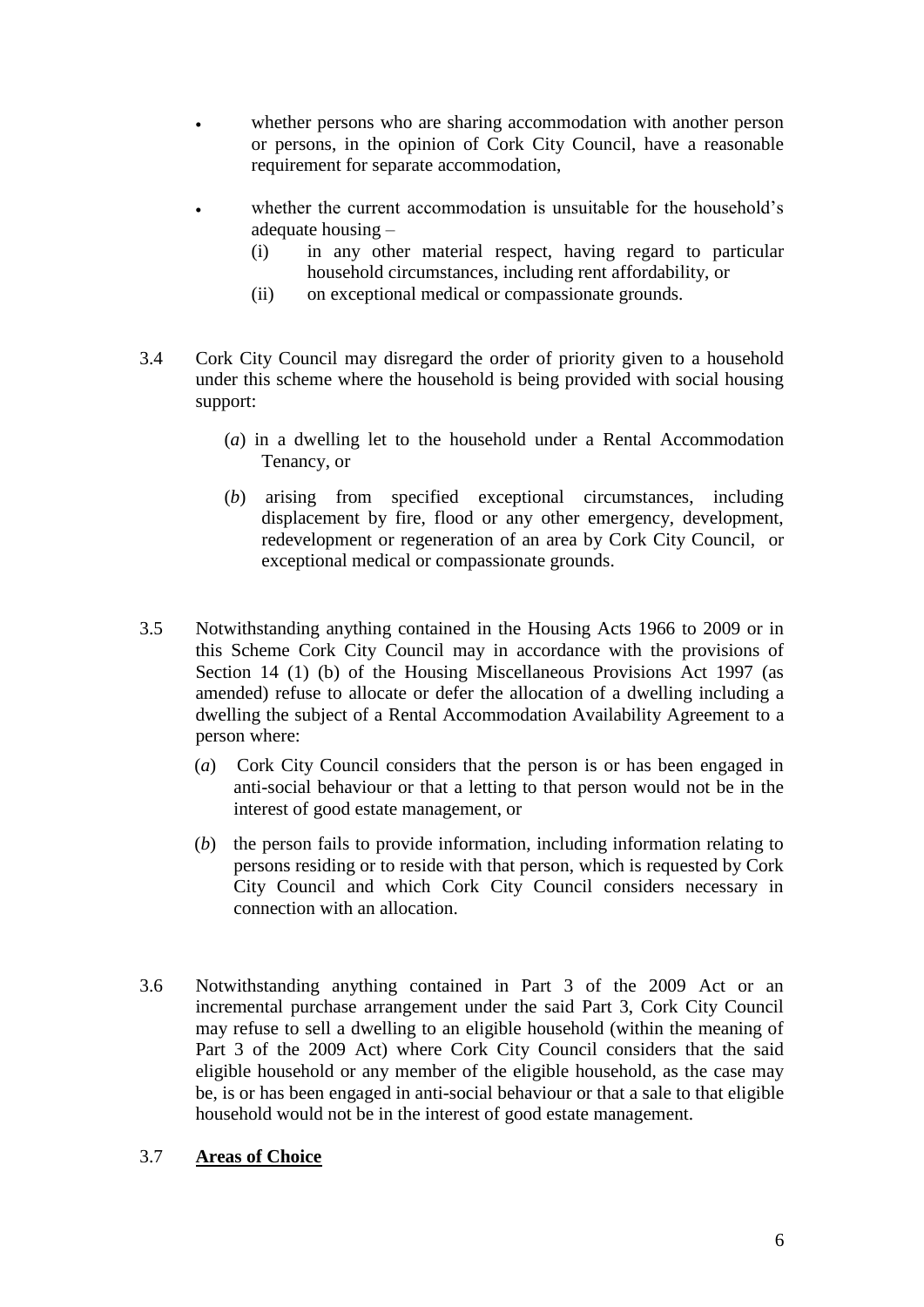- whether persons who are sharing accommodation with another person or persons, in the opinion of Cork City Council, have a reasonable requirement for separate accommodation,

- whether the current accommodation is unsuitable for the household's adequate housing –
  - (i) in any other material respect, having regard to particular household circumstances, including rent affordability, or
  - (ii) on exceptional medical or compassionate grounds.

3.4 Cork City Council may disregard the order of priority given to a household under this scheme where the household is being provided with social housing support:

(*a*) in a dwelling let to the household under a Rental Accommodation Tenancy, or

(*b*) arising from specified exceptional circumstances, including displacement by fire, flood or any other emergency, development, redevelopment or regeneration of an area by Cork City Council, or exceptional medical or compassionate grounds.

3.5 Notwithstanding anything contained in the Housing Acts 1966 to 2009 or in this Scheme Cork City Council may in accordance with the provisions of Section 14 (1) (b) of the Housing Miscellaneous Provisions Act 1997 (as amended) refuse to allocate or defer the allocation of a dwelling including a dwelling the subject of a Rental Accommodation Availability Agreement to a person where:

(*a*) Cork City Council considers that the person is or has been engaged in anti-social behaviour or that a letting to that person would not be in the interest of good estate management, or

(*b*) the person fails to provide information, including information relating to persons residing or to reside with that person, which is requested by Cork City Council and which Cork City Council considers necessary in connection with an allocation.

3.6 Notwithstanding anything contained in Part 3 of the 2009 Act or an incremental purchase arrangement under the said Part 3, Cork City Council may refuse to sell a dwelling to an eligible household (within the meaning of Part 3 of the 2009 Act) where Cork City Council considers that the said eligible household or any member of the eligible household, as the case may be, is or has been engaged in anti-social behaviour or that a sale to that eligible household would not be in the interest of good estate management.

### 3.7 Areas of Choice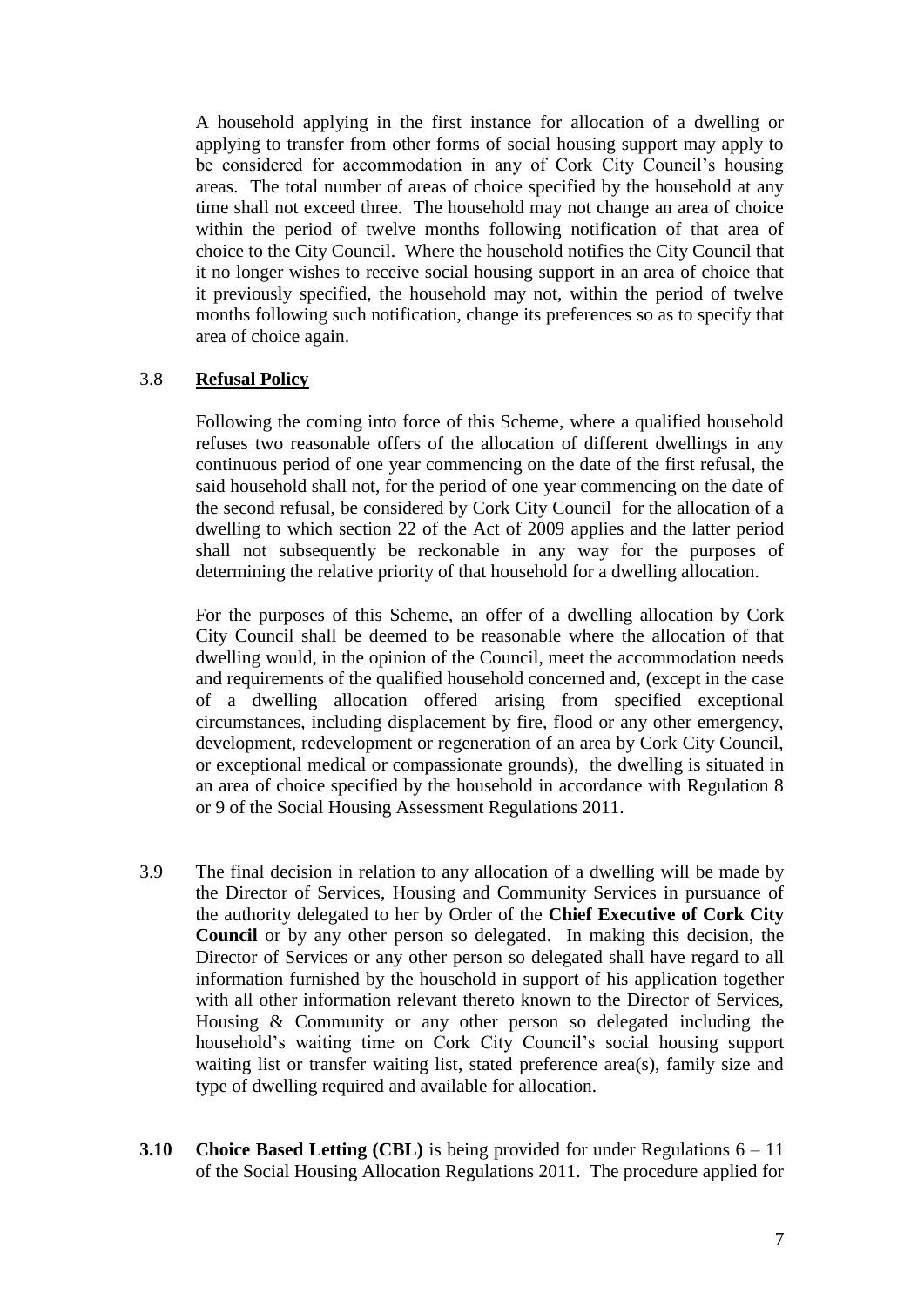A household applying in the first instance for allocation of a dwelling or applying to transfer from other forms of social housing support may apply to be considered for accommodation in any of Cork City Council's housing areas. The total number of areas of choice specified by the household at any time shall not exceed three. The household may not change an area of choice within the period of twelve months following notification of that area of choice to the City Council. Where the household notifies the City Council that it no longer wishes to receive social housing support in an area of choice that it previously specified, the household may not, within the period of twelve months following such notification, change its preferences so as to specify that area of choice again.

3.8 **Refusal Policy**

Following the coming into force of this Scheme, where a qualified household refuses two reasonable offers of the allocation of different dwellings in any continuous period of one year commencing on the date of the first refusal, the said household shall not, for the period of one year commencing on the date of the second refusal, be considered by Cork City Council for the allocation of a dwelling to which section 22 of the Act of 2009 applies and the latter period shall not subsequently be reckonable in any way for the purposes of determining the relative priority of that household for a dwelling allocation.

For the purposes of this Scheme, an offer of a dwelling allocation by Cork City Council shall be deemed to be reasonable where the allocation of that dwelling would, in the opinion of the Council, meet the accommodation needs and requirements of the qualified household concerned and, (except in the case of a dwelling allocation offered arising from specified exceptional circumstances, including displacement by fire, flood or any other emergency, development, redevelopment or regeneration of an area by Cork City Council, or exceptional medical or compassionate grounds), the dwelling is situated in an area of choice specified by the household in accordance with Regulation 8 or 9 of the Social Housing Assessment Regulations 2011.

3.9 The final decision in relation to any allocation of a dwelling will be made by the Director of Services, Housing and Community Services in pursuance of the authority delegated to her by Order of the **Chief Executive of Cork City Council** or by any other person so delegated. In making this decision, the Director of Services or any other person so delegated shall have regard to all information furnished by the household in support of his application together with all other information relevant thereto known to the Director of Services, Housing & Community or any other person so delegated including the household's waiting time on Cork City Council's social housing support waiting list or transfer waiting list, stated preference area(s), family size and type of dwelling required and available for allocation.

**3.10** **Choice Based Letting (CBL)** is being provided for under Regulations 6 – 11 of the Social Housing Allocation Regulations 2011. The procedure applied for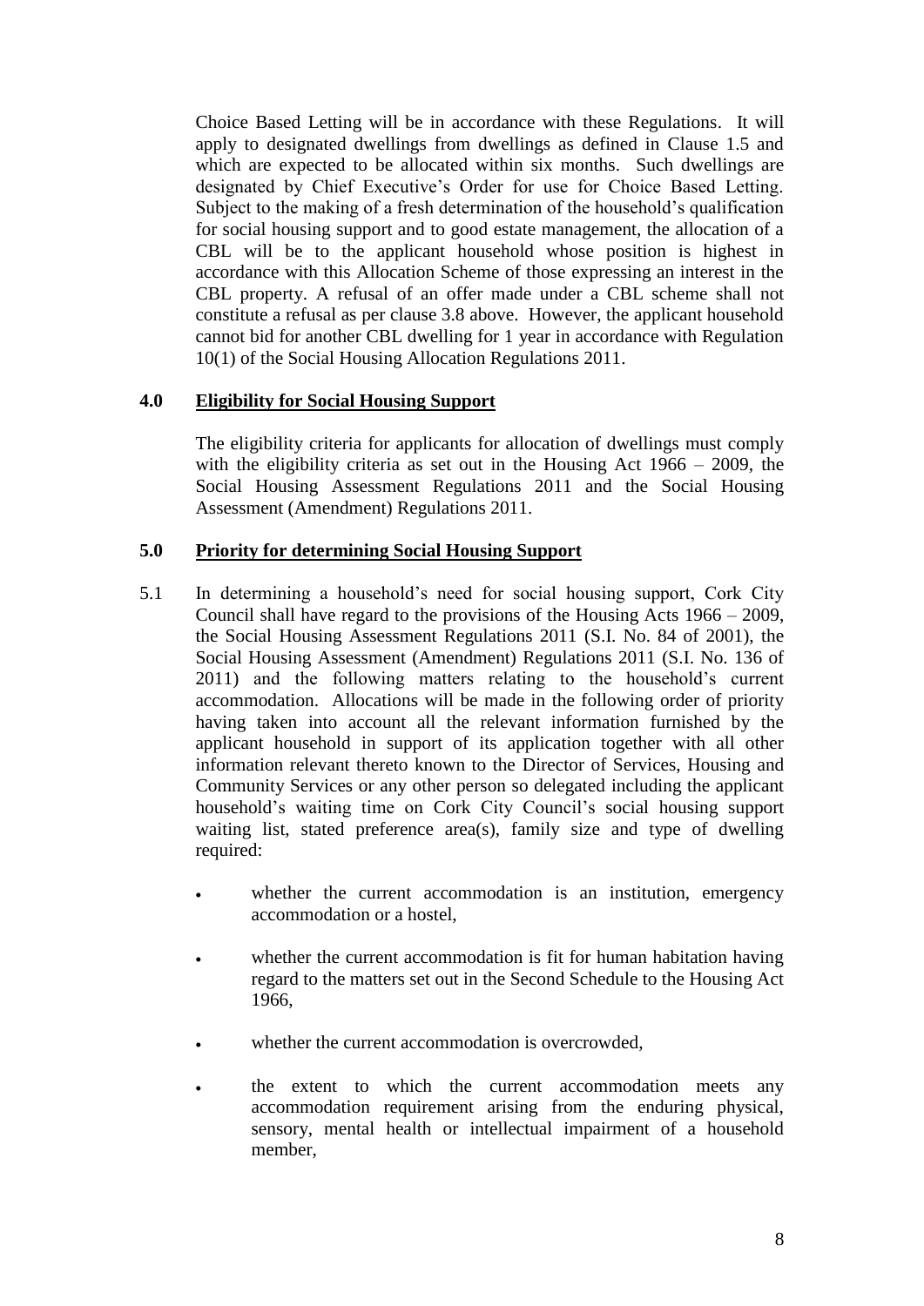Choice Based Letting will be in accordance with these Regulations. It will apply to designated dwellings from dwellings as defined in Clause 1.5 and which are expected to be allocated within six months. Such dwellings are designated by Chief Executive's Order for use for Choice Based Letting. Subject to the making of a fresh determination of the household's qualification for social housing support and to good estate management, the allocation of a CBL will be to the applicant household whose position is highest in accordance with this Allocation Scheme of those expressing an interest in the CBL property. A refusal of an offer made under a CBL scheme shall not constitute a refusal as per clause 3.8 above. However, the applicant household cannot bid for another CBL dwelling for 1 year in accordance with Regulation 10(1) of the Social Housing Allocation Regulations 2011.

## 4.0 Eligibility for Social Housing Support

The eligibility criteria for applicants for allocation of dwellings must comply with the eligibility criteria as set out in the Housing Act 1966 – 2009, the Social Housing Assessment Regulations 2011 and the Social Housing Assessment (Amendment) Regulations 2011.

## 5.0 Priority for determining Social Housing Support

5.1 In determining a household's need for social housing support, Cork City Council shall have regard to the provisions of the Housing Acts 1966 – 2009, the Social Housing Assessment Regulations 2011 (S.I. No. 84 of 2001), the Social Housing Assessment (Amendment) Regulations 2011 (S.I. No. 136 of 2011) and the following matters relating to the household's current accommodation. Allocations will be made in the following order of priority having taken into account all the relevant information furnished by the applicant household in support of its application together with all other information relevant thereto known to the Director of Services, Housing and Community Services or any other person so delegated including the applicant household's waiting time on Cork City Council's social housing support waiting list, stated preference area(s), family size and type of dwelling required:

- whether the current accommodation is an institution, emergency accommodation or a hostel,
- whether the current accommodation is fit for human habitation having regard to the matters set out in the Second Schedule to the Housing Act 1966,
- whether the current accommodation is overcrowded,
- the extent to which the current accommodation meets any accommodation requirement arising from the enduring physical, sensory, mental health or intellectual impairment of a household member,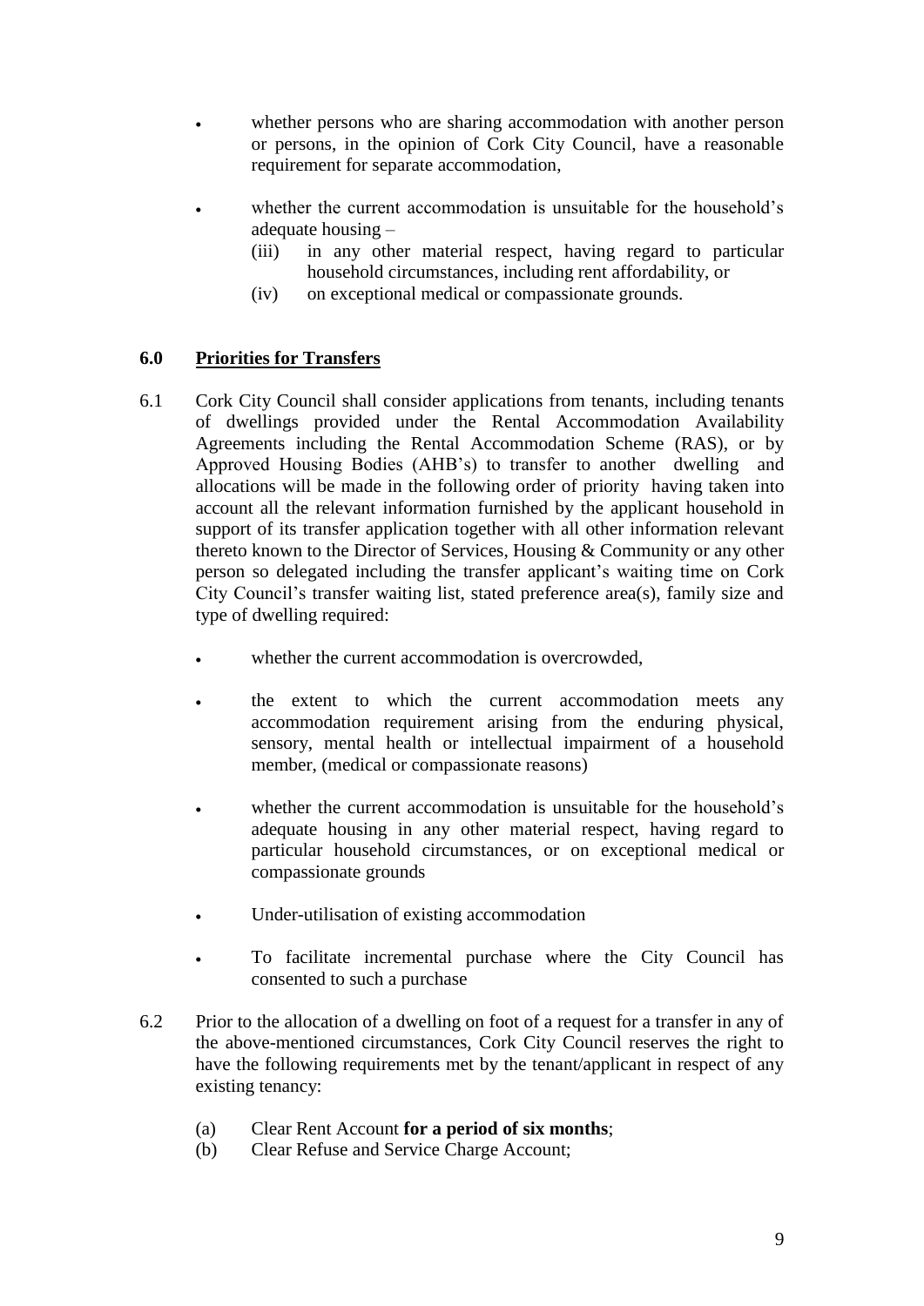- whether persons who are sharing accommodation with another person or persons, in the opinion of Cork City Council, have a reasonable requirement for separate accommodation,

- whether the current accommodation is unsuitable for the household's adequate housing –
  - (iii) in any other material respect, having regard to particular household circumstances, including rent affordability, or
  - (iv) on exceptional medical or compassionate grounds.

## 6.0 Priorities for Transfers

6.1 Cork City Council shall consider applications from tenants, including tenants of dwellings provided under the Rental Accommodation Availability Agreements including the Rental Accommodation Scheme (RAS), or by Approved Housing Bodies (AHB's) to transfer to another dwelling and allocations will be made in the following order of priority having taken into account all the relevant information furnished by the applicant household in support of its transfer application together with all other information relevant thereto known to the Director of Services, Housing & Community or any other person so delegated including the transfer applicant's waiting time on Cork City Council's transfer waiting list, stated preference area(s), family size and type of dwelling required:

- whether the current accommodation is overcrowded,

- the extent to which the current accommodation meets any accommodation requirement arising from the enduring physical, sensory, mental health or intellectual impairment of a household member, (medical or compassionate reasons)

- whether the current accommodation is unsuitable for the household's adequate housing in any other material respect, having regard to particular household circumstances, or on exceptional medical or compassionate grounds

- Under-utilisation of existing accommodation

- To facilitate incremental purchase where the City Council has consented to such a purchase

6.2 Prior to the allocation of a dwelling on foot of a request for a transfer in any of the above-mentioned circumstances, Cork City Council reserves the right to have the following requirements met by the tenant/applicant in respect of any existing tenancy:

- (a) Clear Rent Account **for a period of six months**;
- (b) Clear Refuse and Service Charge Account;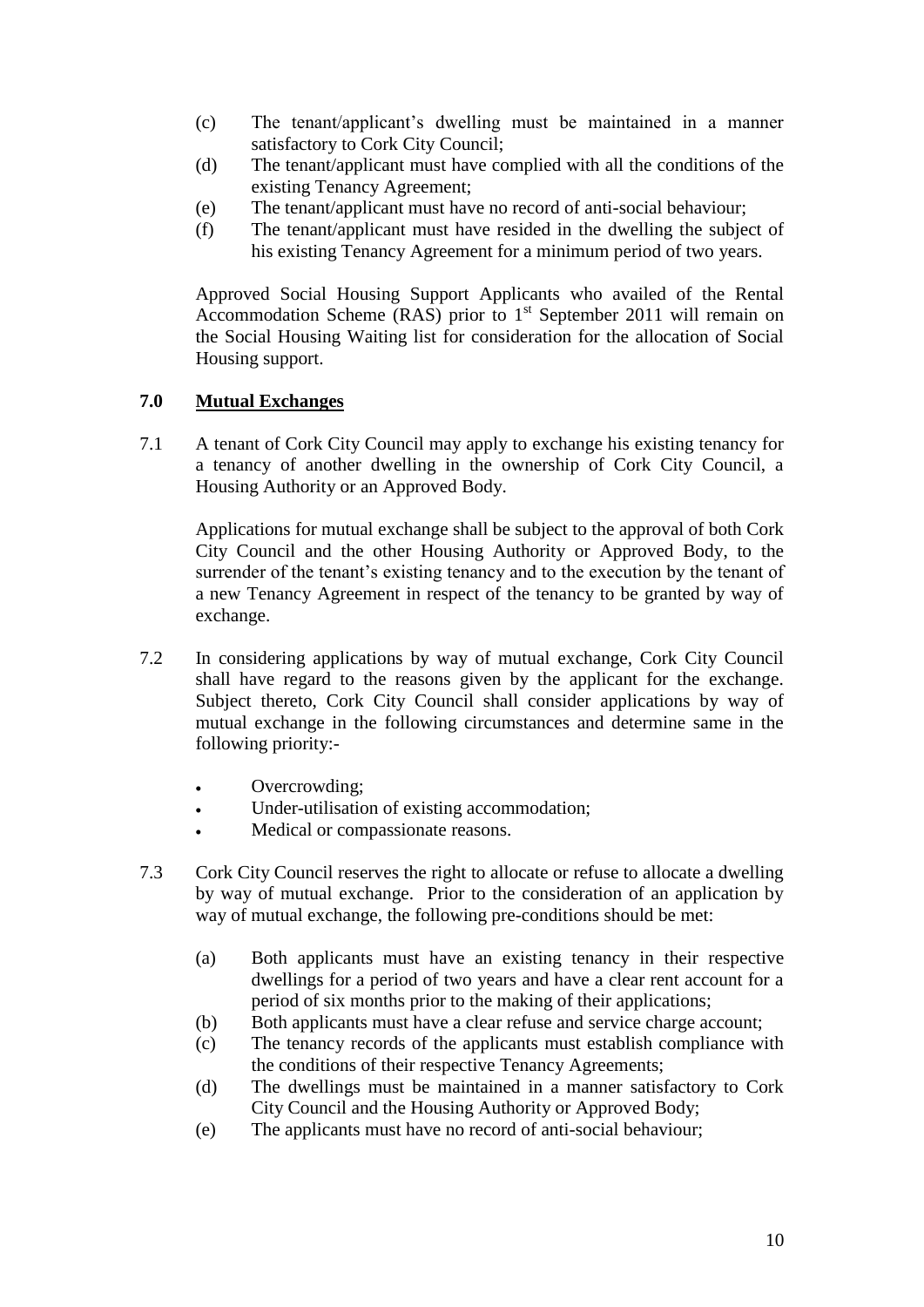(c) The tenant/applicant's dwelling must be maintained in a manner satisfactory to Cork City Council;

(d) The tenant/applicant must have complied with all the conditions of the existing Tenancy Agreement;

(e) The tenant/applicant must have no record of anti-social behaviour;

(f) The tenant/applicant must have resided in the dwelling the subject of his existing Tenancy Agreement for a minimum period of two years.

Approved Social Housing Support Applicants who availed of the Rental Accommodation Scheme (RAS) prior to 1st September 2011 will remain on the Social Housing Waiting list for consideration for the allocation of Social Housing support.

## 7.0 Mutual Exchanges

7.1 A tenant of Cork City Council may apply to exchange his existing tenancy for a tenancy of another dwelling in the ownership of Cork City Council, a Housing Authority or an Approved Body.

Applications for mutual exchange shall be subject to the approval of both Cork City Council and the other Housing Authority or Approved Body, to the surrender of the tenant's existing tenancy and to the execution by the tenant of a new Tenancy Agreement in respect of the tenancy to be granted by way of exchange.

7.2 In considering applications by way of mutual exchange, Cork City Council shall have regard to the reasons given by the applicant for the exchange. Subject thereto, Cork City Council shall consider applications by way of mutual exchange in the following circumstances and determine same in the following priority:-

- Overcrowding;
- Under-utilisation of existing accommodation;
- Medical or compassionate reasons.

7.3 Cork City Council reserves the right to allocate or refuse to allocate a dwelling by way of mutual exchange. Prior to the consideration of an application by way of mutual exchange, the following pre-conditions should be met:

(a) Both applicants must have an existing tenancy in their respective dwellings for a period of two years and have a clear rent account for a period of six months prior to the making of their applications;

(b) Both applicants must have a clear refuse and service charge account;

(c) The tenancy records of the applicants must establish compliance with the conditions of their respective Tenancy Agreements;

(d) The dwellings must be maintained in a manner satisfactory to Cork City Council and the Housing Authority or Approved Body;

(e) The applicants must have no record of anti-social behaviour;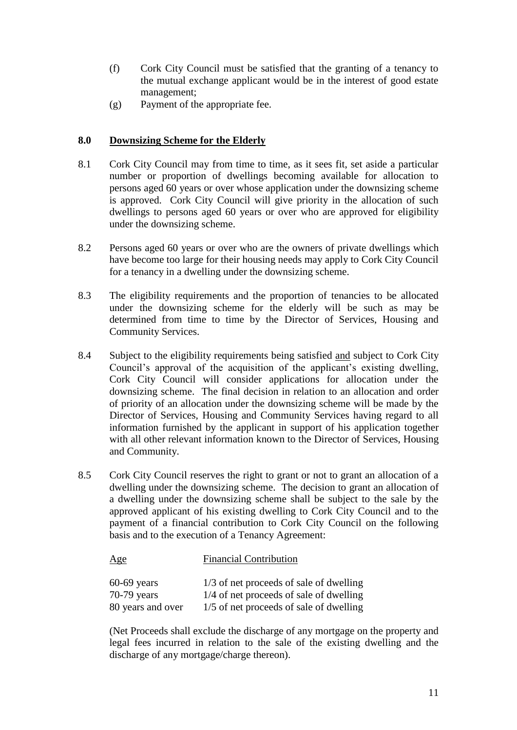(f) Cork City Council must be satisfied that the granting of a tenancy to the mutual exchange applicant would be in the interest of good estate management;

(g) Payment of the appropriate fee.

## 8.0 Downsizing Scheme for the Elderly

8.1 Cork City Council may from time to time, as it sees fit, set aside a particular number or proportion of dwellings becoming available for allocation to persons aged 60 years or over whose application under the downsizing scheme is approved. Cork City Council will give priority in the allocation of such dwellings to persons aged 60 years or over who are approved for eligibility under the downsizing scheme.

8.2 Persons aged 60 years or over who are the owners of private dwellings which have become too large for their housing needs may apply to Cork City Council for a tenancy in a dwelling under the downsizing scheme.

8.3 The eligibility requirements and the proportion of tenancies to be allocated under the downsizing scheme for the elderly will be such as may be determined from time to time by the Director of Services, Housing and Community Services.

8.4 Subject to the eligibility requirements being satisfied and subject to Cork City Council's approval of the acquisition of the applicant's existing dwelling, Cork City Council will consider applications for allocation under the downsizing scheme. The final decision in relation to an allocation and order of priority of an allocation under the downsizing scheme will be made by the Director of Services, Housing and Community Services having regard to all information furnished by the applicant in support of his application together with all other relevant information known to the Director of Services, Housing and Community.

8.5 Cork City Council reserves the right to grant or not to grant an allocation of a dwelling under the downsizing scheme. The decision to grant an allocation of a dwelling under the downsizing scheme shall be subject to the sale by the approved applicant of his existing dwelling to Cork City Council and to the payment of a financial contribution to Cork City Council on the following basis and to the execution of a Tenancy Agreement:

| Age | Financial Contribution |
|---|---|
| 60-69 years | 1/3 of net proceeds of sale of dwelling |
| 70-79 years | 1/4 of net proceeds of sale of dwelling |
| 80 years and over | 1/5 of net proceeds of sale of dwelling |

(Net Proceeds shall exclude the discharge of any mortgage on the property and legal fees incurred in relation to the sale of the existing dwelling and the discharge of any mortgage/charge thereon).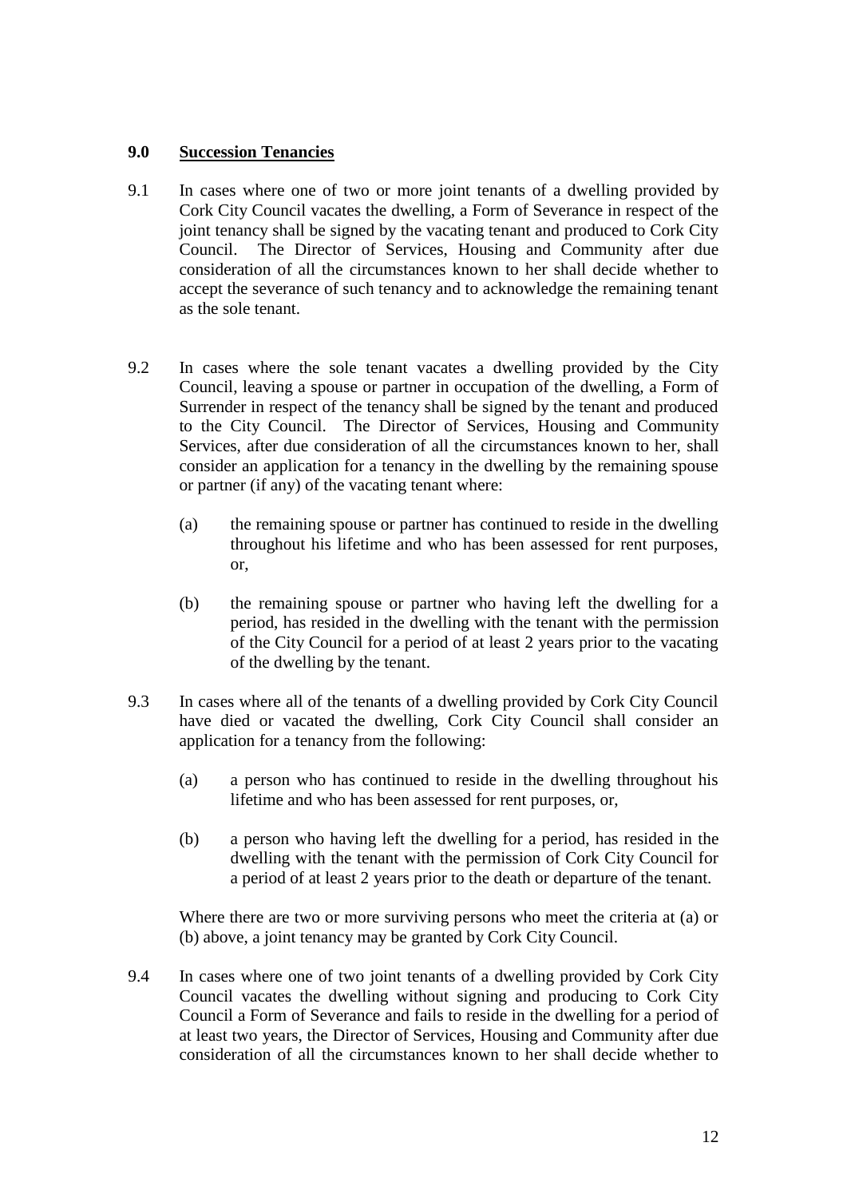## 9.0 Succession Tenancies

9.1 In cases where one of two or more joint tenants of a dwelling provided by Cork City Council vacates the dwelling, a Form of Severance in respect of the joint tenancy shall be signed by the vacating tenant and produced to Cork City Council. The Director of Services, Housing and Community after due consideration of all the circumstances known to her shall decide whether to accept the severance of such tenancy and to acknowledge the remaining tenant as the sole tenant.

9.2 In cases where the sole tenant vacates a dwelling provided by the City Council, leaving a spouse or partner in occupation of the dwelling, a Form of Surrender in respect of the tenancy shall be signed by the tenant and produced to the City Council. The Director of Services, Housing and Community Services, after due consideration of all the circumstances known to her, shall consider an application for a tenancy in the dwelling by the remaining spouse or partner (if any) of the vacating tenant where:

(a) the remaining spouse or partner has continued to reside in the dwelling throughout his lifetime and who has been assessed for rent purposes, or,

(b) the remaining spouse or partner who having left the dwelling for a period, has resided in the dwelling with the tenant with the permission of the City Council for a period of at least 2 years prior to the vacating of the dwelling by the tenant.

9.3 In cases where all of the tenants of a dwelling provided by Cork City Council have died or vacated the dwelling, Cork City Council shall consider an application for a tenancy from the following:

(a) a person who has continued to reside in the dwelling throughout his lifetime and who has been assessed for rent purposes, or,

(b) a person who having left the dwelling for a period, has resided in the dwelling with the tenant with the permission of Cork City Council for a period of at least 2 years prior to the death or departure of the tenant.

Where there are two or more surviving persons who meet the criteria at (a) or (b) above, a joint tenancy may be granted by Cork City Council.

9.4 In cases where one of two joint tenants of a dwelling provided by Cork City Council vacates the dwelling without signing and producing to Cork City Council a Form of Severance and fails to reside in the dwelling for a period of at least two years, the Director of Services, Housing and Community after due consideration of all the circumstances known to her shall decide whether to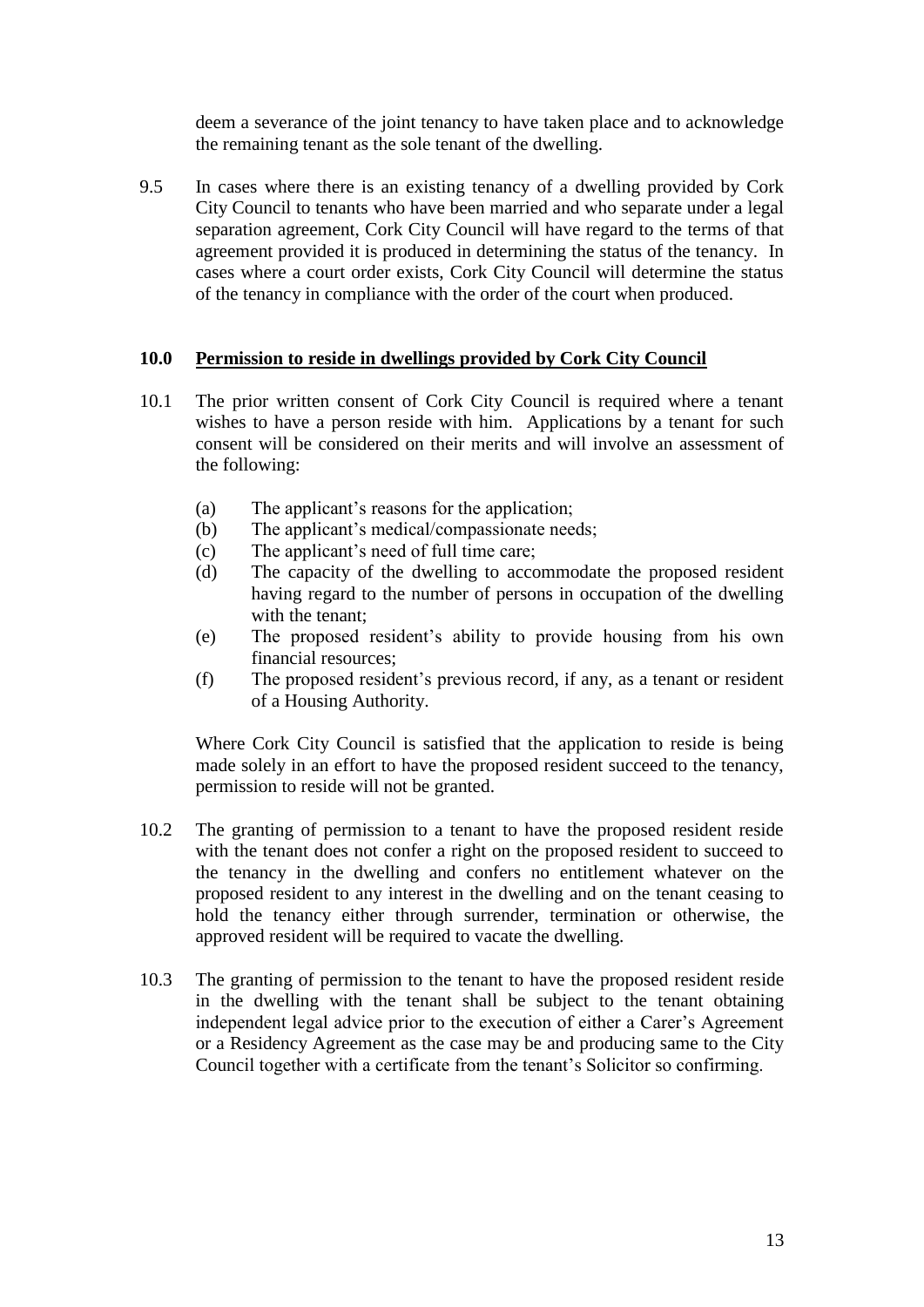deem a severance of the joint tenancy to have taken place and to acknowledge the remaining tenant as the sole tenant of the dwelling.

9.5 In cases where there is an existing tenancy of a dwelling provided by Cork City Council to tenants who have been married and who separate under a legal separation agreement, Cork City Council will have regard to the terms of that agreement provided it is produced in determining the status of the tenancy. In cases where a court order exists, Cork City Council will determine the status of the tenancy in compliance with the order of the court when produced.

## 10.0 Permission to reside in dwellings provided by Cork City Council

10.1 The prior written consent of Cork City Council is required where a tenant wishes to have a person reside with him. Applications by a tenant for such consent will be considered on their merits and will involve an assessment of the following:

- (a) The applicant's reasons for the application;
- (b) The applicant's medical/compassionate needs;
- (c) The applicant's need of full time care;
- (d) The capacity of the dwelling to accommodate the proposed resident having regard to the number of persons in occupation of the dwelling with the tenant;
- (e) The proposed resident's ability to provide housing from his own financial resources;
- (f) The proposed resident's previous record, if any, as a tenant or resident of a Housing Authority.

Where Cork City Council is satisfied that the application to reside is being made solely in an effort to have the proposed resident succeed to the tenancy, permission to reside will not be granted.

10.2 The granting of permission to a tenant to have the proposed resident reside with the tenant does not confer a right on the proposed resident to succeed to the tenancy in the dwelling and confers no entitlement whatever on the proposed resident to any interest in the dwelling and on the tenant ceasing to hold the tenancy either through surrender, termination or otherwise, the approved resident will be required to vacate the dwelling.

10.3 The granting of permission to the tenant to have the proposed resident reside in the dwelling with the tenant shall be subject to the tenant obtaining independent legal advice prior to the execution of either a Carer's Agreement or a Residency Agreement as the case may be and producing same to the City Council together with a certificate from the tenant's Solicitor so confirming.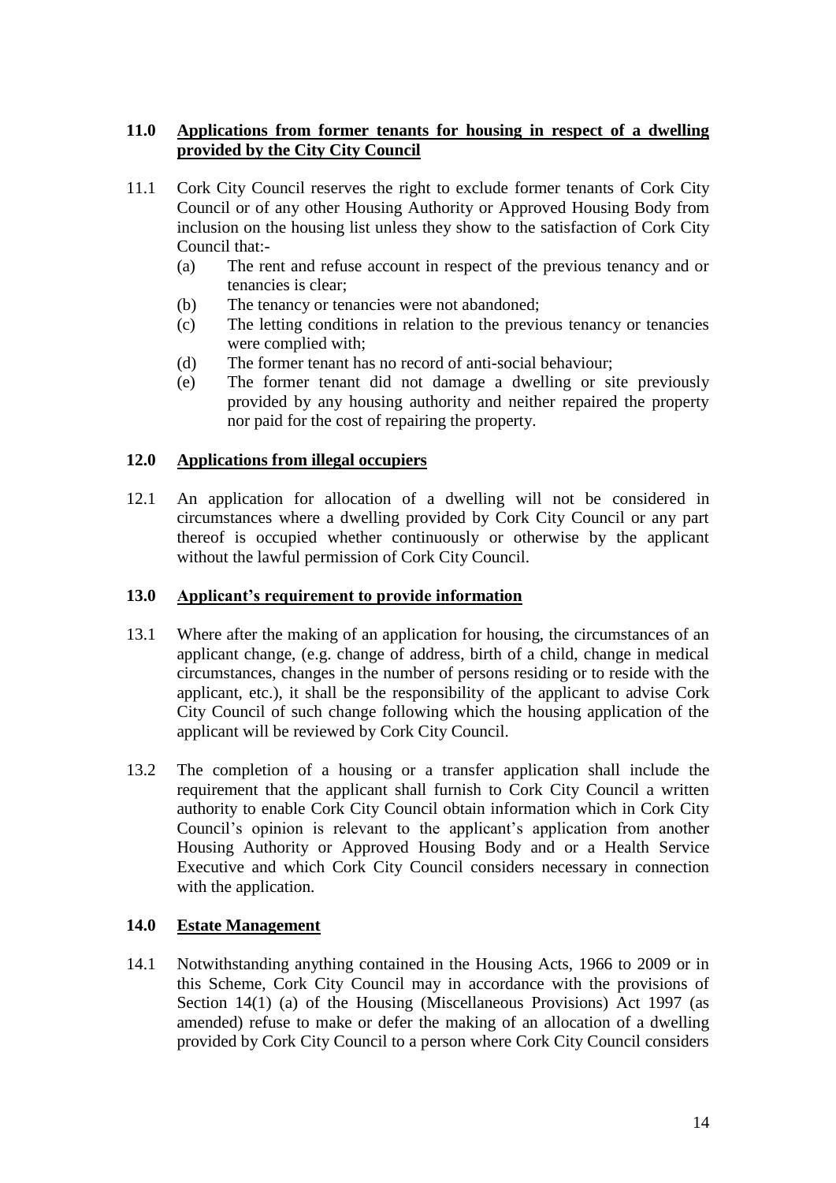## 11.0 Applications from former tenants for housing in respect of a dwelling provided by the City City Council

11.1 Cork City Council reserves the right to exclude former tenants of Cork City Council or of any other Housing Authority or Approved Housing Body from inclusion on the housing list unless they show to the satisfaction of Cork City Council that:-

- (a) The rent and refuse account in respect of the previous tenancy and or tenancies is clear;
- (b) The tenancy or tenancies were not abandoned;
- (c) The letting conditions in relation to the previous tenancy or tenancies were complied with;
- (d) The former tenant has no record of anti-social behaviour;
- (e) The former tenant did not damage a dwelling or site previously provided by any housing authority and neither repaired the property nor paid for the cost of repairing the property.

## 12.0 Applications from illegal occupiers

12.1 An application for allocation of a dwelling will not be considered in circumstances where a dwelling provided by Cork City Council or any part thereof is occupied whether continuously or otherwise by the applicant without the lawful permission of Cork City Council.

## 13.0 Applicant's requirement to provide information

13.1 Where after the making of an application for housing, the circumstances of an applicant change, (e.g. change of address, birth of a child, change in medical circumstances, changes in the number of persons residing or to reside with the applicant, etc.), it shall be the responsibility of the applicant to advise Cork City Council of such change following which the housing application of the applicant will be reviewed by Cork City Council.

13.2 The completion of a housing or a transfer application shall include the requirement that the applicant shall furnish to Cork City Council a written authority to enable Cork City Council obtain information which in Cork City Council's opinion is relevant to the applicant's application from another Housing Authority or Approved Housing Body and or a Health Service Executive and which Cork City Council considers necessary in connection with the application.

## 14.0 Estate Management

14.1 Notwithstanding anything contained in the Housing Acts, 1966 to 2009 or in this Scheme, Cork City Council may in accordance with the provisions of Section 14(1) (a) of the Housing (Miscellaneous Provisions) Act 1997 (as amended) refuse to make or defer the making of an allocation of a dwelling provided by Cork City Council to a person where Cork City Council considers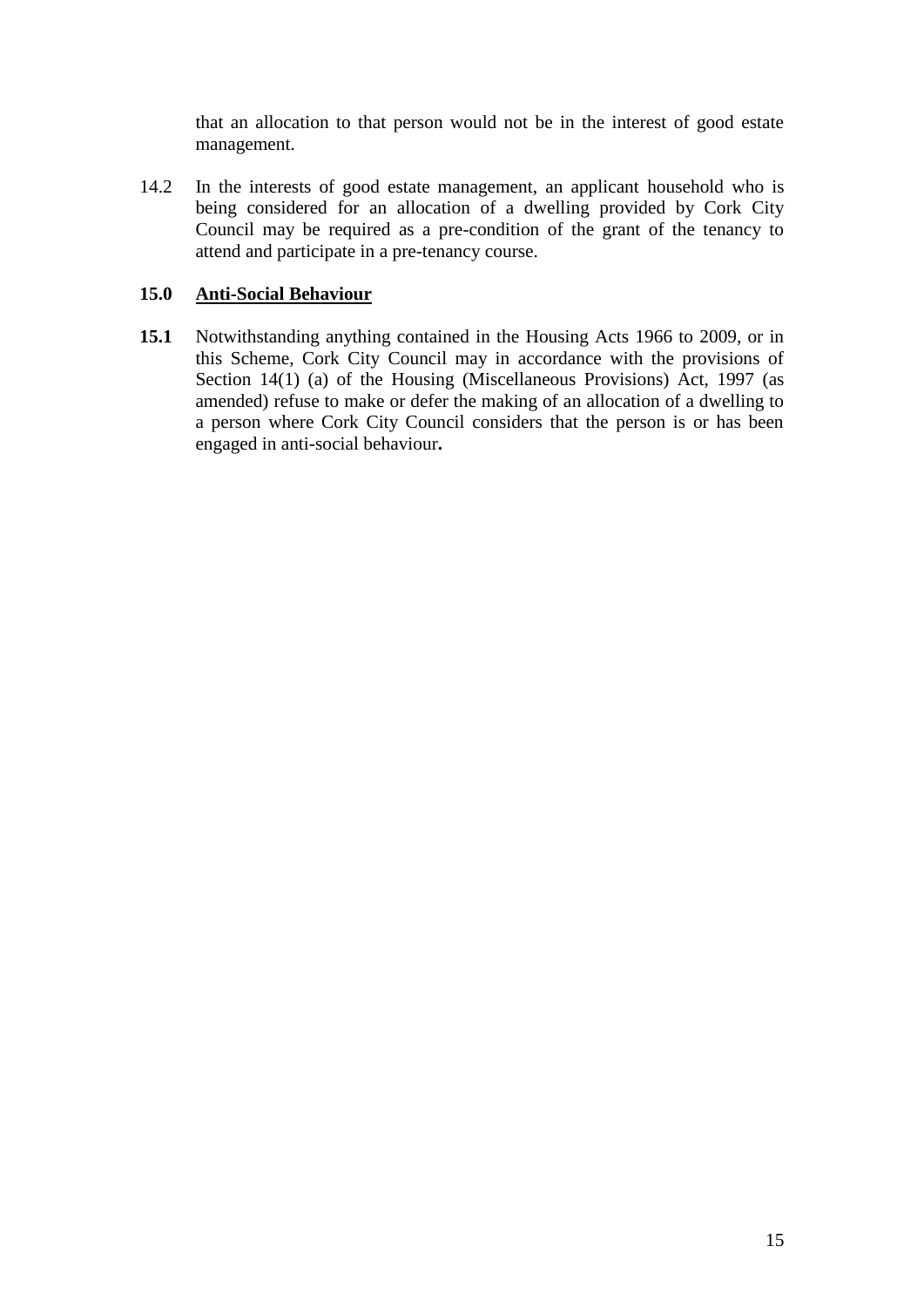that an allocation to that person would not be in the interest of good estate management.

14.2 In the interests of good estate management, an applicant household who is being considered for an allocation of a dwelling provided by Cork City Council may be required as a pre-condition of the grant of the tenancy to attend and participate in a pre-tenancy course.

## 15.0 Anti-Social Behaviour

**15.1** Notwithstanding anything contained in the Housing Acts 1966 to 2009, or in this Scheme, Cork City Council may in accordance with the provisions of Section 14(1) (a) of the Housing (Miscellaneous Provisions) Act, 1997 (as amended) refuse to make or defer the making of an allocation of a dwelling to a person where Cork City Council considers that the person is or has been engaged in anti-social behaviour**.**